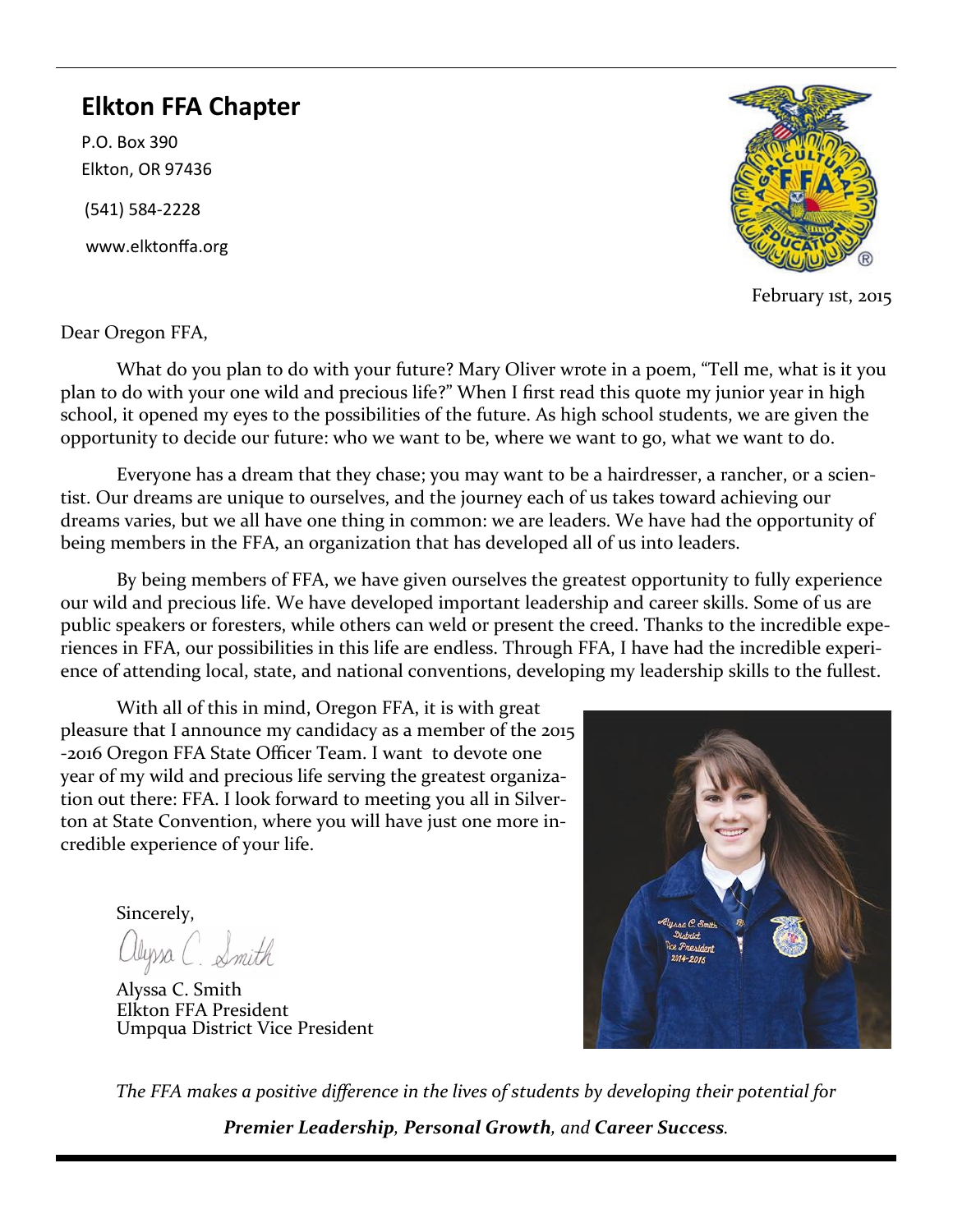## Elkton FFA Chapter

P.O. Box 390
Elkton, OR 97436

(541) 584-2228

www.elktonffa.org

February 1st, 2015

Dear Oregon FFA,

What do you plan to do with your future? Mary Oliver wrote in a poem, "Tell me, what is it you plan to do with your one wild and precious life?" When I first read this quote my junior year in high school, it opened my eyes to the possibilities of the future. As high school students, we are given the opportunity to decide our future: who we want to be, where we want to go, what we want to do.

Everyone has a dream that they chase; you may want to be a hairdresser, a rancher, or a scientist. Our dreams are unique to ourselves, and the journey each of us takes toward achieving our dreams varies, but we all have one thing in common: we are leaders. We have had the opportunity of being members in the FFA, an organization that has developed all of us into leaders.

By being members of FFA, we have given ourselves the greatest opportunity to fully experience our wild and precious life. We have developed important leadership and career skills. Some of us are public speakers or foresters, while others can weld or present the creed. Thanks to the incredible experiences in FFA, our possibilities in this life are endless. Through FFA, I have had the incredible experience of attending local, state, and national conventions, developing my leadership skills to the fullest.

With all of this in mind, Oregon FFA, it is with great pleasure that I announce my candidacy as a member of the 2015-2016 Oregon FFA State Officer Team. I want to devote one year of my wild and precious life serving the greatest organization out there: FFA. I look forward to meeting you all in Silverton at State Convention, where you will have just one more incredible experience of your life.

Sincerely,

Alyssa C. Smith

Alyssa C. Smith
Elkton FFA President
Umpqua District Vice President

*The FFA makes a positive difference in the lives of students by developing their potential for* ***Premier Leadership**, **Personal Growth**, and **Career Success**.*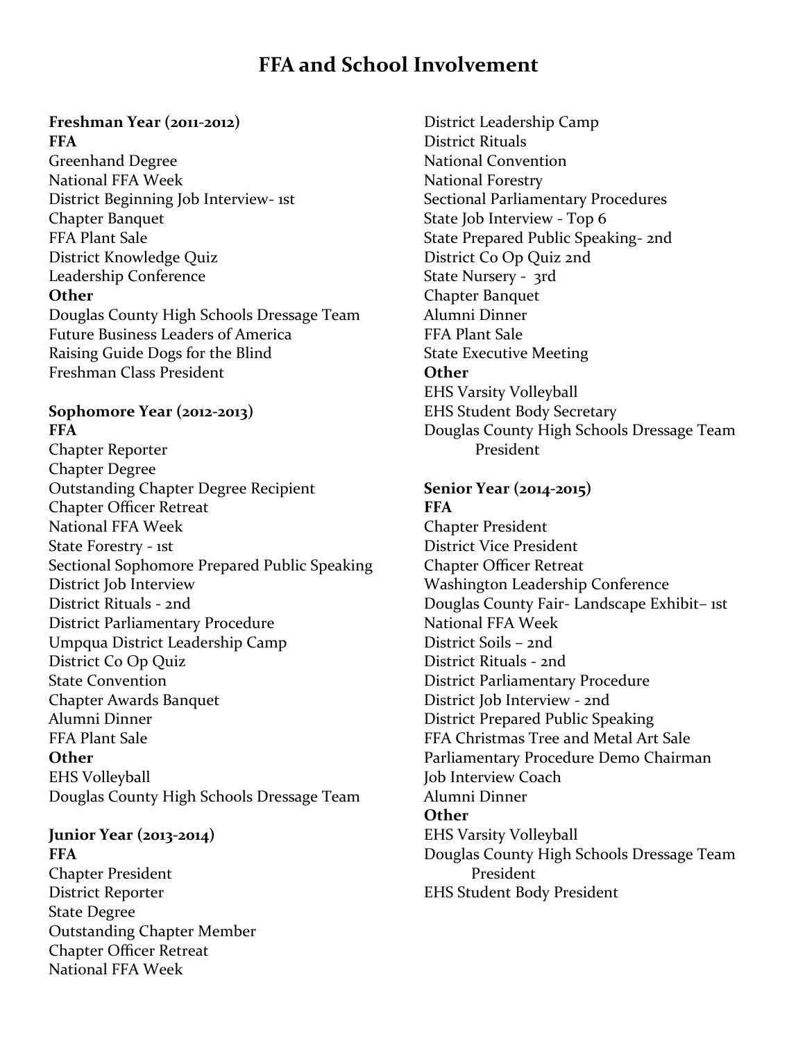# FFA and School Involvement

**Freshman Year (2011-2012)**
**FFA**
Greenhand Degree
National FFA Week
District Beginning Job Interview- 1st
Chapter Banquet
FFA Plant Sale
District Knowledge Quiz
Leadership Conference
**Other**
Douglas County High Schools Dressage Team
Future Business Leaders of America
Raising Guide Dogs for the Blind
Freshman Class President

**Sophomore Year (2012-2013)**
**FFA**
Chapter Reporter
Chapter Degree
Outstanding Chapter Degree Recipient
Chapter Officer Retreat
National FFA Week
State Forestry - 1st
Sectional Sophomore Prepared Public Speaking
District Job Interview
District Rituals - 2nd
District Parliamentary Procedure
Umpqua District Leadership Camp
District Co Op Quiz
State Convention
Chapter Awards Banquet
Alumni Dinner
FFA Plant Sale
**Other**
EHS Volleyball
Douglas County High Schools Dressage Team

**Junior Year (2013-2014)**
**FFA**
Chapter President
District Reporter
State Degree
Outstanding Chapter Member
Chapter Officer Retreat
National FFA Week
District Leadership Camp
District Rituals
National Convention
National Forestry
Sectional Parliamentary Procedures
State Job Interview - Top 6
State Prepared Public Speaking- 2nd
District Co Op Quiz 2nd
State Nursery - 3rd
Chapter Banquet
Alumni Dinner
FFA Plant Sale
State Executive Meeting
**Other**
EHS Varsity Volleyball
EHS Student Body Secretary
Douglas County High Schools Dressage Team President

**Senior Year (2014-2015)**
**FFA**
Chapter President
District Vice President
Chapter Officer Retreat
Washington Leadership Conference
Douglas County Fair- Landscape Exhibit– 1st
National FFA Week
District Soils – 2nd
District Rituals - 2nd
District Parliamentary Procedure
District Job Interview - 2nd
District Prepared Public Speaking
FFA Christmas Tree and Metal Art Sale
Parliamentary Procedure Demo Chairman
Job Interview Coach
Alumni Dinner
**Other**
EHS Varsity Volleyball
Douglas County High Schools Dressage Team President
EHS Student Body President